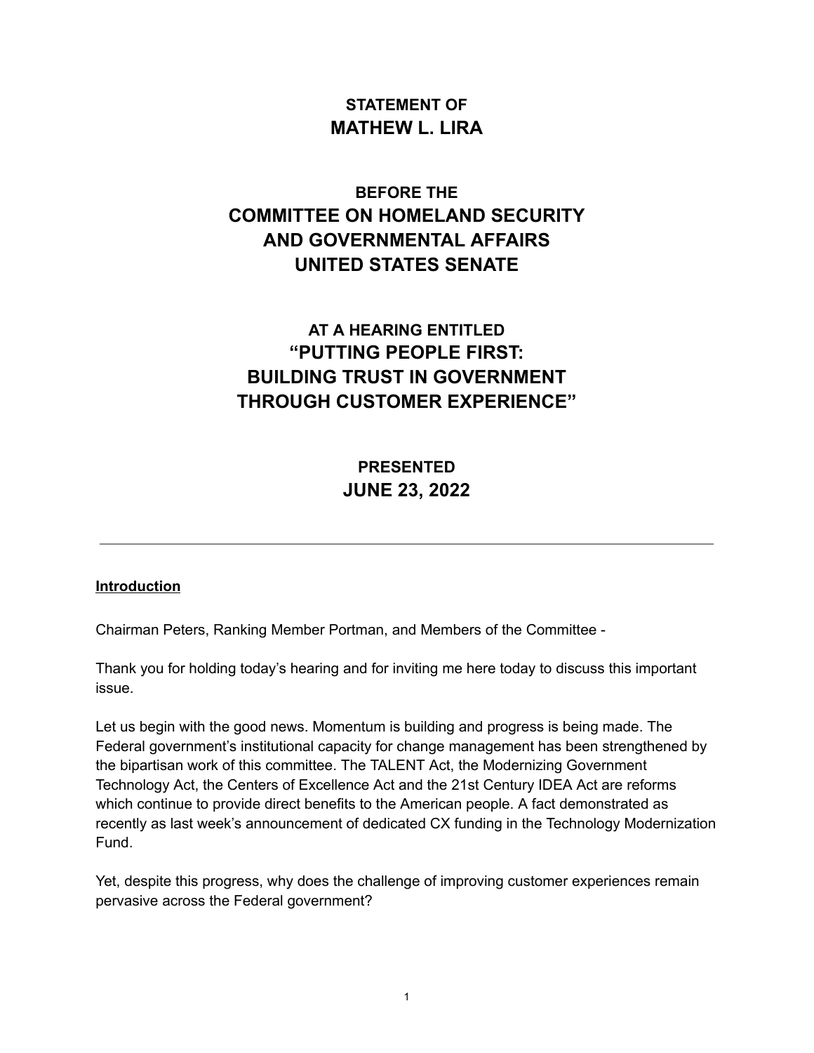**STATEMENT OF**
**MATHEW L. LIRA**

**BEFORE THE**
**COMMITTEE ON HOMELAND SECURITY AND GOVERNMENTAL AFFAIRS UNITED STATES SENATE**

**AT A HEARING ENTITLED**
**"PUTTING PEOPLE FIRST: BUILDING TRUST IN GOVERNMENT THROUGH CUSTOMER EXPERIENCE"**

**PRESENTED**
**JUNE 23, 2022**

---

## Introduction

Chairman Peters, Ranking Member Portman, and Members of the Committee -

Thank you for holding today's hearing and for inviting me here today to discuss this important issue.

Let us begin with the good news. Momentum is building and progress is being made. The Federal government's institutional capacity for change management has been strengthened by the bipartisan work of this committee. The TALENT Act, the Modernizing Government Technology Act, the Centers of Excellence Act and the 21st Century IDEA Act are reforms which continue to provide direct benefits to the American people. A fact demonstrated as recently as last week's announcement of dedicated CX funding in the Technology Modernization Fund.

Yet, despite this progress, why does the challenge of improving customer experiences remain pervasive across the Federal government?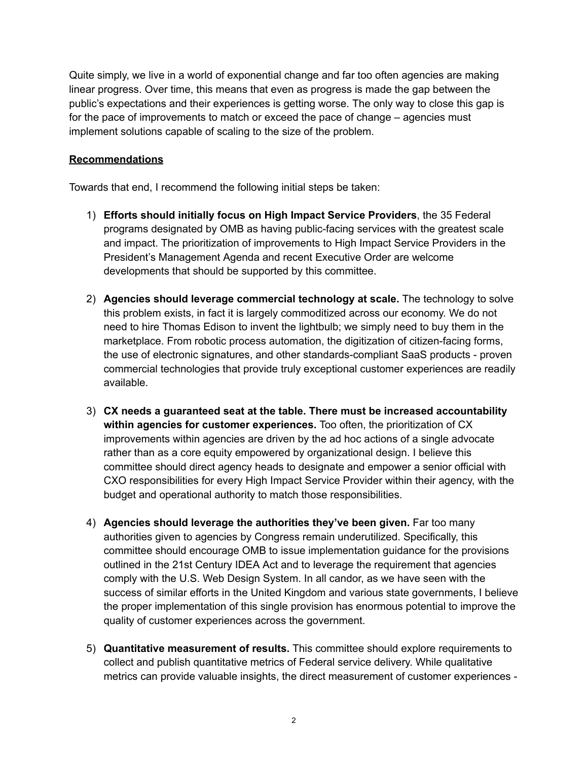Quite simply, we live in a world of exponential change and far too often agencies are making linear progress. Over time, this means that even as progress is made the gap between the public's expectations and their experiences is getting worse. The only way to close this gap is for the pace of improvements to match or exceed the pace of change – agencies must implement solutions capable of scaling to the size of the problem.

**Recommendations**

Towards that end, I recommend the following initial steps be taken:

1) **Efforts should initially focus on High Impact Service Providers**, the 35 Federal programs designated by OMB as having public-facing services with the greatest scale and impact. The prioritization of improvements to High Impact Service Providers in the President's Management Agenda and recent Executive Order are welcome developments that should be supported by this committee.

2) **Agencies should leverage commercial technology at scale.** The technology to solve this problem exists, in fact it is largely commoditized across our economy. We do not need to hire Thomas Edison to invent the lightbulb; we simply need to buy them in the marketplace. From robotic process automation, the digitization of citizen-facing forms, the use of electronic signatures, and other standards-compliant SaaS products - proven commercial technologies that provide truly exceptional customer experiences are readily available.

3) **CX needs a guaranteed seat at the table. There must be increased accountability within agencies for customer experiences.** Too often, the prioritization of CX improvements within agencies are driven by the ad hoc actions of a single advocate rather than as a core equity empowered by organizational design. I believe this committee should direct agency heads to designate and empower a senior official with CXO responsibilities for every High Impact Service Provider within their agency, with the budget and operational authority to match those responsibilities.

4) **Agencies should leverage the authorities they've been given.** Far too many authorities given to agencies by Congress remain underutilized. Specifically, this committee should encourage OMB to issue implementation guidance for the provisions outlined in the 21st Century IDEA Act and to leverage the requirement that agencies comply with the U.S. Web Design System. In all candor, as we have seen with the success of similar efforts in the United Kingdom and various state governments, I believe the proper implementation of this single provision has enormous potential to improve the quality of customer experiences across the government.

5) **Quantitative measurement of results.** This committee should explore requirements to collect and publish quantitative metrics of Federal service delivery. While qualitative metrics can provide valuable insights, the direct measurement of customer experiences -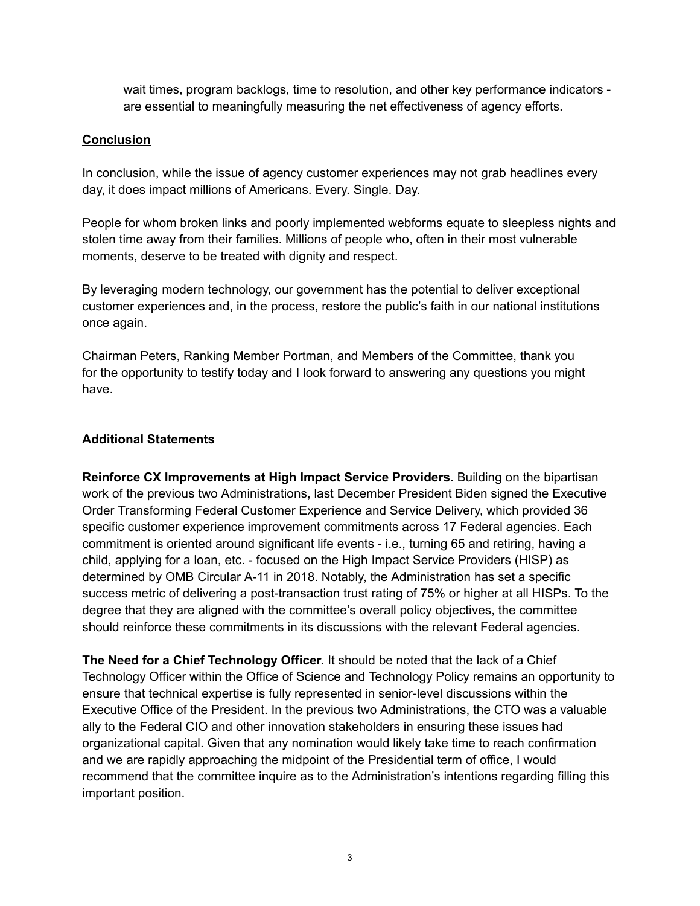wait times, program backlogs, time to resolution, and other key performance indicators - are essential to meaningfully measuring the net effectiveness of agency efforts.

## Conclusion

In conclusion, while the issue of agency customer experiences may not grab headlines every day, it does impact millions of Americans. Every. Single. Day.

People for whom broken links and poorly implemented webforms equate to sleepless nights and stolen time away from their families. Millions of people who, often in their most vulnerable moments, deserve to be treated with dignity and respect.

By leveraging modern technology, our government has the potential to deliver exceptional customer experiences and, in the process, restore the public's faith in our national institutions once again.

Chairman Peters, Ranking Member Portman, and Members of the Committee, thank you for the opportunity to testify today and I look forward to answering any questions you might have.

## Additional Statements

**Reinforce CX Improvements at High Impact Service Providers.** Building on the bipartisan work of the previous two Administrations, last December President Biden signed the Executive Order Transforming Federal Customer Experience and Service Delivery, which provided 36 specific customer experience improvement commitments across 17 Federal agencies. Each commitment is oriented around significant life events - i.e., turning 65 and retiring, having a child, applying for a loan, etc. - focused on the High Impact Service Providers (HISP) as determined by OMB Circular A-11 in 2018. Notably, the Administration has set a specific success metric of delivering a post-transaction trust rating of 75% or higher at all HISPs. To the degree that they are aligned with the committee's overall policy objectives, the committee should reinforce these commitments in its discussions with the relevant Federal agencies.

**The Need for a Chief Technology Officer.** It should be noted that the lack of a Chief Technology Officer within the Office of Science and Technology Policy remains an opportunity to ensure that technical expertise is fully represented in senior-level discussions within the Executive Office of the President. In the previous two Administrations, the CTO was a valuable ally to the Federal CIO and other innovation stakeholders in ensuring these issues had organizational capital. Given that any nomination would likely take time to reach confirmation and we are rapidly approaching the midpoint of the Presidential term of office, I would recommend that the committee inquire as to the Administration's intentions regarding filling this important position.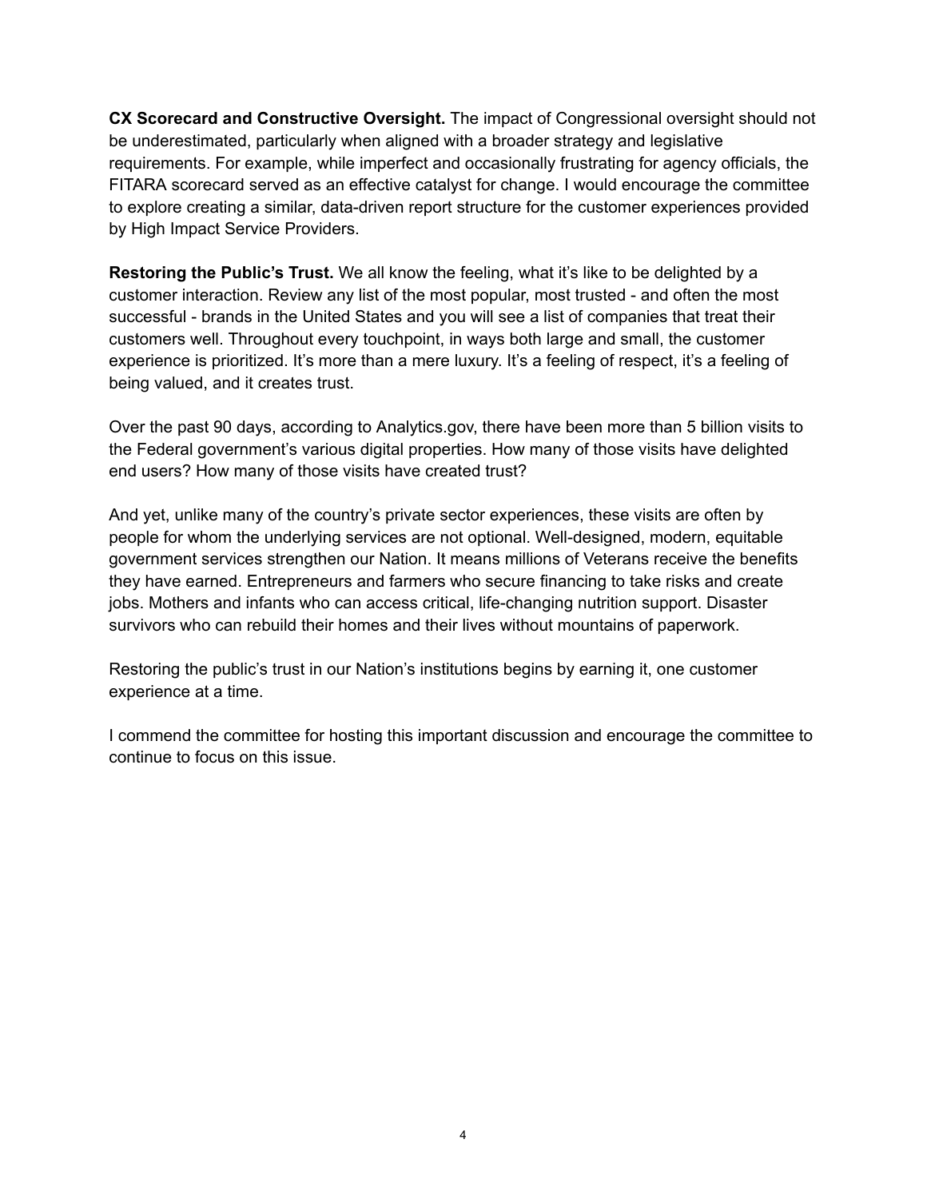**CX Scorecard and Constructive Oversight.** The impact of Congressional oversight should not be underestimated, particularly when aligned with a broader strategy and legislative requirements. For example, while imperfect and occasionally frustrating for agency officials, the FITARA scorecard served as an effective catalyst for change. I would encourage the committee to explore creating a similar, data-driven report structure for the customer experiences provided by High Impact Service Providers.

**Restoring the Public's Trust.** We all know the feeling, what it's like to be delighted by a customer interaction. Review any list of the most popular, most trusted - and often the most successful - brands in the United States and you will see a list of companies that treat their customers well. Throughout every touchpoint, in ways both large and small, the customer experience is prioritized. It's more than a mere luxury. It's a feeling of respect, it's a feeling of being valued, and it creates trust.

Over the past 90 days, according to Analytics.gov, there have been more than 5 billion visits to the Federal government's various digital properties. How many of those visits have delighted end users? How many of those visits have created trust?

And yet, unlike many of the country's private sector experiences, these visits are often by people for whom the underlying services are not optional. Well-designed, modern, equitable government services strengthen our Nation. It means millions of Veterans receive the benefits they have earned. Entrepreneurs and farmers who secure financing to take risks and create jobs. Mothers and infants who can access critical, life-changing nutrition support. Disaster survivors who can rebuild their homes and their lives without mountains of paperwork.

Restoring the public's trust in our Nation's institutions begins by earning it, one customer experience at a time.

I commend the committee for hosting this important discussion and encourage the committee to continue to focus on this issue.